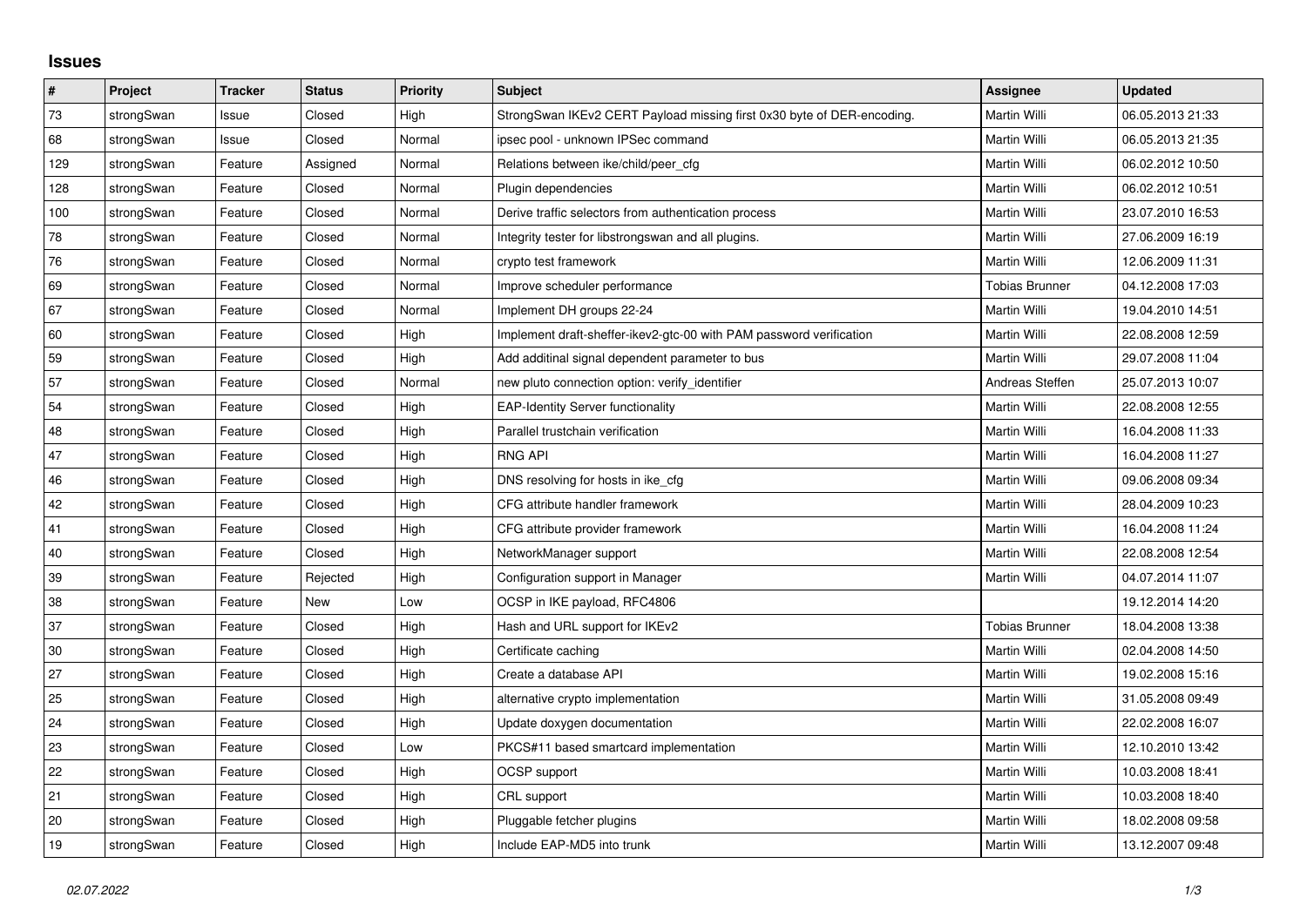# Issues

| # | Project | Tracker | Status | Priority | Subject | Assignee | Updated |
|---|---|---|---|---|---|---|---|
| 73 | strongSwan | Issue | Closed | High | StrongSwan IKEv2 CERT Payload missing first 0x30 byte of DER-encoding. | Martin Willi | 06.05.2013 21:33 |
| 68 | strongSwan | Issue | Closed | Normal | ipsec pool - unknown IPSec command | Martin Willi | 06.05.2013 21:35 |
| 129 | strongSwan | Feature | Assigned | Normal | Relations between ike/child/peer_cfg | Martin Willi | 06.02.2012 10:50 |
| 128 | strongSwan | Feature | Closed | Normal | Plugin dependencies | Martin Willi | 06.02.2012 10:51 |
| 100 | strongSwan | Feature | Closed | Normal | Derive traffic selectors from authentication process | Martin Willi | 23.07.2010 16:53 |
| 78 | strongSwan | Feature | Closed | Normal | Integrity tester for libstrongswan and all plugins. | Martin Willi | 27.06.2009 16:19 |
| 76 | strongSwan | Feature | Closed | Normal | crypto test framework | Martin Willi | 12.06.2009 11:31 |
| 69 | strongSwan | Feature | Closed | Normal | Improve scheduler performance | Tobias Brunner | 04.12.2008 17:03 |
| 67 | strongSwan | Feature | Closed | Normal | Implement DH groups 22-24 | Martin Willi | 19.04.2010 14:51 |
| 60 | strongSwan | Feature | Closed | High | Implement draft-sheffer-ikev2-gtc-00 with PAM password verification | Martin Willi | 22.08.2008 12:59 |
| 59 | strongSwan | Feature | Closed | High | Add additinal signal dependent parameter to bus | Martin Willi | 29.07.2008 11:04 |
| 57 | strongSwan | Feature | Closed | Normal | new pluto connection option: verify_identifier | Andreas Steffen | 25.07.2013 10:07 |
| 54 | strongSwan | Feature | Closed | High | EAP-Identity Server functionality | Martin Willi | 22.08.2008 12:55 |
| 48 | strongSwan | Feature | Closed | High | Parallel trustchain verification | Martin Willi | 16.04.2008 11:33 |
| 47 | strongSwan | Feature | Closed | High | RNG API | Martin Willi | 16.04.2008 11:27 |
| 46 | strongSwan | Feature | Closed | High | DNS resolving for hosts in ike_cfg | Martin Willi | 09.06.2008 09:34 |
| 42 | strongSwan | Feature | Closed | High | CFG attribute handler framework | Martin Willi | 28.04.2009 10:23 |
| 41 | strongSwan | Feature | Closed | High | CFG attribute provider framework | Martin Willi | 16.04.2008 11:24 |
| 40 | strongSwan | Feature | Closed | High | NetworkManager support | Martin Willi | 22.08.2008 12:54 |
| 39 | strongSwan | Feature | Rejected | High | Configuration support in Manager | Martin Willi | 04.07.2014 11:07 |
| 38 | strongSwan | Feature | New | Low | OCSP in IKE payload, RFC4806 | | 19.12.2014 14:20 |
| 37 | strongSwan | Feature | Closed | High | Hash and URL support for IKEv2 | Tobias Brunner | 18.04.2008 13:38 |
| 30 | strongSwan | Feature | Closed | High | Certificate caching | Martin Willi | 02.04.2008 14:50 |
| 27 | strongSwan | Feature | Closed | High | Create a database API | Martin Willi | 19.02.2008 15:16 |
| 25 | strongSwan | Feature | Closed | High | alternative crypto implementation | Martin Willi | 31.05.2008 09:49 |
| 24 | strongSwan | Feature | Closed | High | Update doxygen documentation | Martin Willi | 22.02.2008 16:07 |
| 23 | strongSwan | Feature | Closed | Low | PKCS#11 based smartcard implementation | Martin Willi | 12.10.2010 13:42 |
| 22 | strongSwan | Feature | Closed | High | OCSP support | Martin Willi | 10.03.2008 18:41 |
| 21 | strongSwan | Feature | Closed | High | CRL support | Martin Willi | 10.03.2008 18:40 |
| 20 | strongSwan | Feature | Closed | High | Pluggable fetcher plugins | Martin Willi | 18.02.2008 09:58 |
| 19 | strongSwan | Feature | Closed | High | Include EAP-MD5 into trunk | Martin Willi | 13.12.2007 09:48 |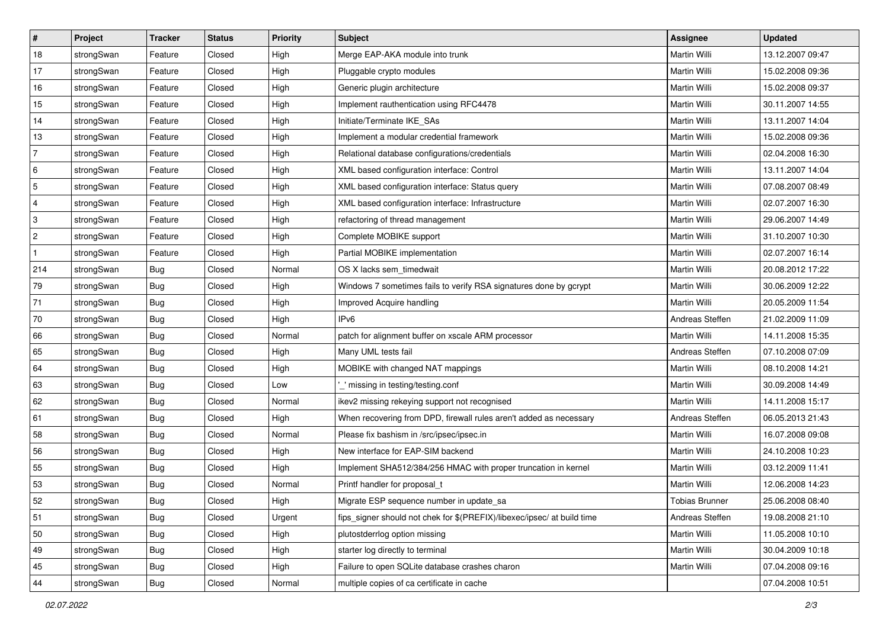| # | Project | Tracker | Status | Priority | Subject | Assignee | Updated |
|---|---|---|---|---|---|---|---|
| 18 | strongSwan | Feature | Closed | High | Merge EAP-AKA module into trunk | Martin Willi | 13.12.2007 09:47 |
| 17 | strongSwan | Feature | Closed | High | Pluggable crypto modules | Martin Willi | 15.02.2008 09:36 |
| 16 | strongSwan | Feature | Closed | High | Generic plugin architecture | Martin Willi | 15.02.2008 09:37 |
| 15 | strongSwan | Feature | Closed | High | Implement rauthentication using RFC4478 | Martin Willi | 30.11.2007 14:55 |
| 14 | strongSwan | Feature | Closed | High | Initiate/Terminate IKE_SAs | Martin Willi | 13.11.2007 14:04 |
| 13 | strongSwan | Feature | Closed | High | Implement a modular credential framework | Martin Willi | 15.02.2008 09:36 |
| 7 | strongSwan | Feature | Closed | High | Relational database configurations/credentials | Martin Willi | 02.04.2008 16:30 |
| 6 | strongSwan | Feature | Closed | High | XML based configuration interface: Control | Martin Willi | 13.11.2007 14:04 |
| 5 | strongSwan | Feature | Closed | High | XML based configuration interface: Status query | Martin Willi | 07.08.2007 08:49 |
| 4 | strongSwan | Feature | Closed | High | XML based configuration interface: Infrastructure | Martin Willi | 02.07.2007 16:30 |
| 3 | strongSwan | Feature | Closed | High | refactoring of thread management | Martin Willi | 29.06.2007 14:49 |
| 2 | strongSwan | Feature | Closed | High | Complete MOBIKE support | Martin Willi | 31.10.2007 10:30 |
| 1 | strongSwan | Feature | Closed | High | Partial MOBIKE implementation | Martin Willi | 02.07.2007 16:14 |
| 214 | strongSwan | Bug | Closed | Normal | OS X lacks sem_timedwait | Martin Willi | 20.08.2012 17:22 |
| 79 | strongSwan | Bug | Closed | High | Windows 7 sometimes fails to verify RSA signatures done by gcrypt | Martin Willi | 30.06.2009 12:22 |
| 71 | strongSwan | Bug | Closed | High | Improved Acquire handling | Martin Willi | 20.05.2009 11:54 |
| 70 | strongSwan | Bug | Closed | High | IPv6 | Andreas Steffen | 21.02.2009 11:09 |
| 66 | strongSwan | Bug | Closed | Normal | patch for alignment buffer on xscale ARM processor | Martin Willi | 14.11.2008 15:35 |
| 65 | strongSwan | Bug | Closed | High | Many UML tests fail | Andreas Steffen | 07.10.2008 07:09 |
| 64 | strongSwan | Bug | Closed | High | MOBIKE with changed NAT mappings | Martin Willi | 08.10.2008 14:21 |
| 63 | strongSwan | Bug | Closed | Low | '_' missing in testing/testing.conf | Martin Willi | 30.09.2008 14:49 |
| 62 | strongSwan | Bug | Closed | Normal | ikev2 missing rekeying support not recognised | Martin Willi | 14.11.2008 15:17 |
| 61 | strongSwan | Bug | Closed | High | When recovering from DPD, firewall rules aren't added as necessary | Andreas Steffen | 06.05.2013 21:43 |
| 58 | strongSwan | Bug | Closed | Normal | Please fix bashism in /src/ipsec/ipsec.in | Martin Willi | 16.07.2008 09:08 |
| 56 | strongSwan | Bug | Closed | High | New interface for EAP-SIM backend | Martin Willi | 24.10.2008 10:23 |
| 55 | strongSwan | Bug | Closed | High | Implement SHA512/384/256 HMAC with proper truncation in kernel | Martin Willi | 03.12.2009 11:41 |
| 53 | strongSwan | Bug | Closed | Normal | Printf handler for proposal_t | Martin Willi | 12.06.2008 14:23 |
| 52 | strongSwan | Bug | Closed | High | Migrate ESP sequence number in update_sa | Tobias Brunner | 25.06.2008 08:40 |
| 51 | strongSwan | Bug | Closed | Urgent | fips_signer should not chek for $(PREFIX)/libexec/ipsec/ at build time | Andreas Steffen | 19.08.2008 21:10 |
| 50 | strongSwan | Bug | Closed | High | plutostderrlog option missing | Martin Willi | 11.05.2008 10:10 |
| 49 | strongSwan | Bug | Closed | High | starter log directly to terminal | Martin Willi | 30.04.2009 10:18 |
| 45 | strongSwan | Bug | Closed | High | Failure to open SQLite database crashes charon | Martin Willi | 07.04.2008 09:16 |
| 44 | strongSwan | Bug | Closed | Normal | multiple copies of ca certificate in cache | | 07.04.2008 10:51 |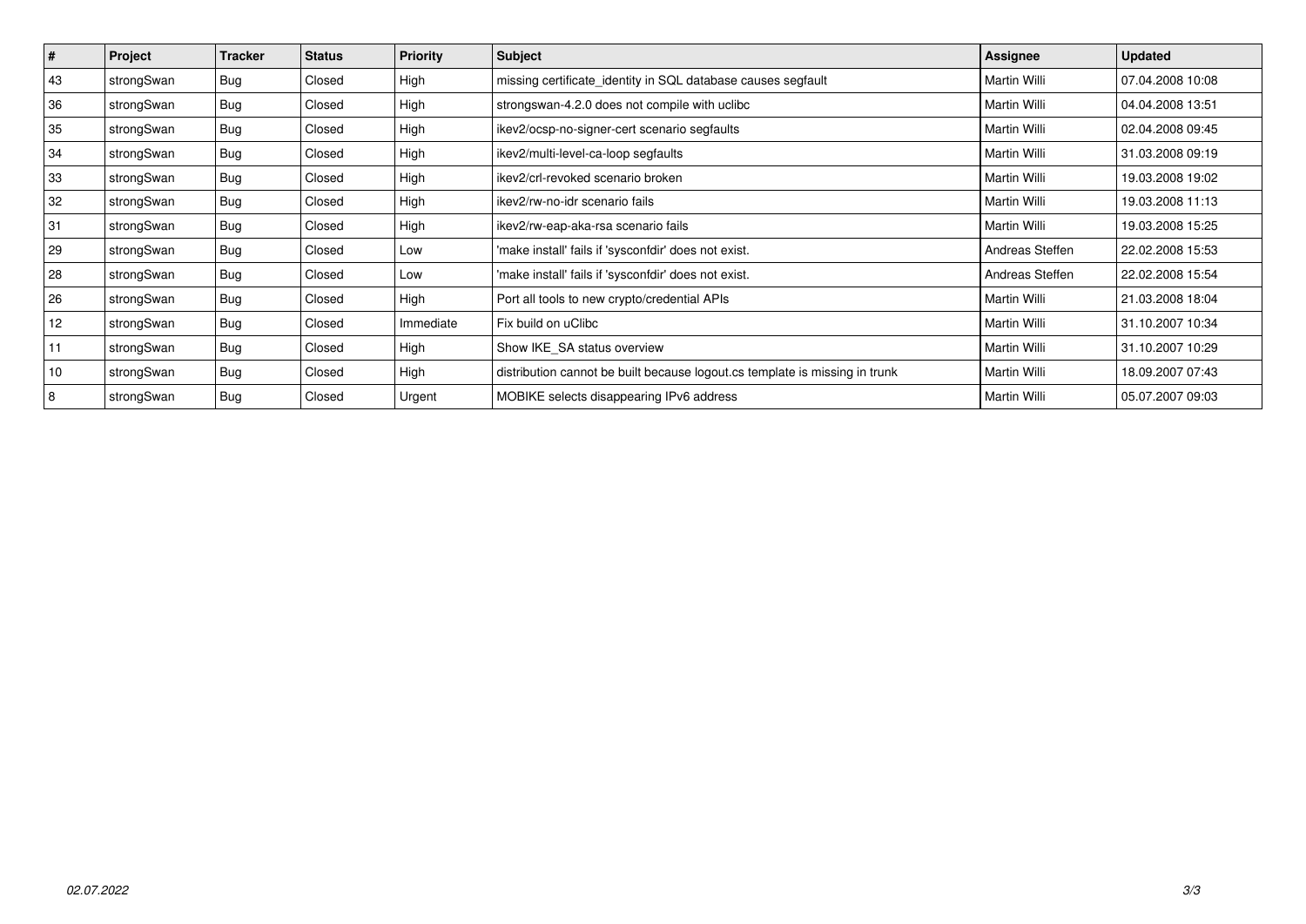| # | Project | Tracker | Status | Priority | Subject | Assignee | Updated |
|---|---|---|---|---|---|---|---|
| 43 | strongSwan | Bug | Closed | High | missing certificate_identity in SQL database causes segfault | Martin Willi | 07.04.2008 10:08 |
| 36 | strongSwan | Bug | Closed | High | strongswan-4.2.0 does not compile with uclibc | Martin Willi | 04.04.2008 13:51 |
| 35 | strongSwan | Bug | Closed | High | ikev2/ocsp-no-signer-cert scenario segfaults | Martin Willi | 02.04.2008 09:45 |
| 34 | strongSwan | Bug | Closed | High | ikev2/multi-level-ca-loop segfaults | Martin Willi | 31.03.2008 09:19 |
| 33 | strongSwan | Bug | Closed | High | ikev2/crl-revoked scenario broken | Martin Willi | 19.03.2008 19:02 |
| 32 | strongSwan | Bug | Closed | High | ikev2/rw-no-idr scenario fails | Martin Willi | 19.03.2008 11:13 |
| 31 | strongSwan | Bug | Closed | High | ikev2/rw-eap-aka-rsa scenario fails | Martin Willi | 19.03.2008 15:25 |
| 29 | strongSwan | Bug | Closed | Low | 'make install' fails if 'sysconfdir' does not exist. | Andreas Steffen | 22.02.2008 15:53 |
| 28 | strongSwan | Bug | Closed | Low | 'make install' fails if 'sysconfdir' does not exist. | Andreas Steffen | 22.02.2008 15:54 |
| 26 | strongSwan | Bug | Closed | High | Port all tools to new crypto/credential APIs | Martin Willi | 21.03.2008 18:04 |
| 12 | strongSwan | Bug | Closed | Immediate | Fix build on uClibc | Martin Willi | 31.10.2007 10:34 |
| 11 | strongSwan | Bug | Closed | High | Show IKE_SA status overview | Martin Willi | 31.10.2007 10:29 |
| 10 | strongSwan | Bug | Closed | High | distribution cannot be built because logout.cs template is missing in trunk | Martin Willi | 18.09.2007 07:43 |
| 8 | strongSwan | Bug | Closed | Urgent | MOBIKE selects disappearing IPv6 address | Martin Willi | 05.07.2007 09:03 |